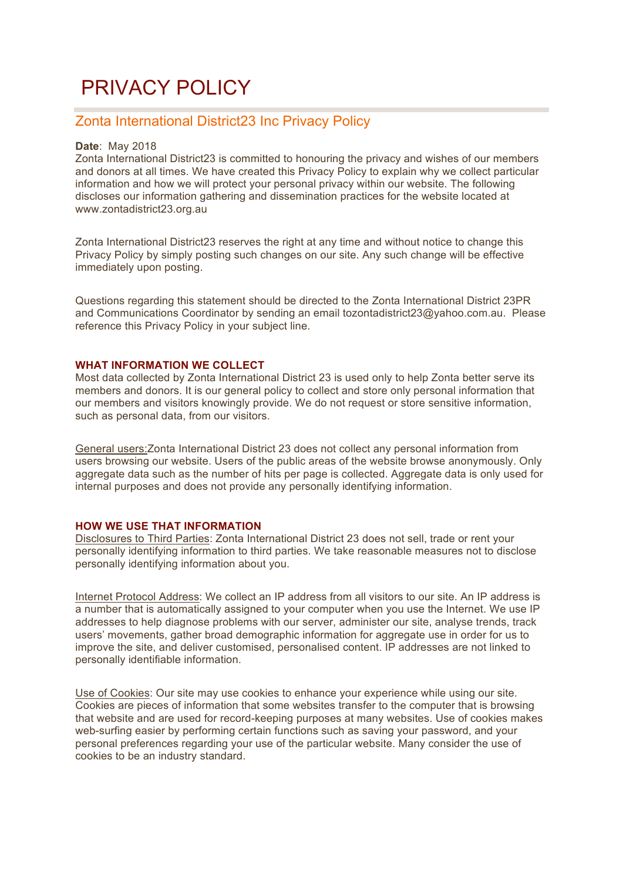# PRIVACY POLICY

## Zonta International District23 Inc Privacy Policy

**Date**: May 2018

Zonta International District23 is committed to honouring the privacy and wishes of our members and donors at all times. We have created this Privacy Policy to explain why we collect particular information and how we will protect your personal privacy within our website. The following discloses our information gathering and dissemination practices for the website located at www.zontadistrict23.org.au

Zonta International District23 reserves the right at any time and without notice to change this Privacy Policy by simply posting such changes on our site. Any such change will be effective immediately upon posting.

Questions regarding this statement should be directed to the Zonta International District 23PR and Communications Coordinator by sending an email tozontadistrict23@yahoo.com.au. Please reference this Privacy Policy in your subject line.

### WHAT INFORMATION WE COLLECT

Most data collected by Zonta International District 23 is used only to help Zonta better serve its members and donors. It is our general policy to collect and store only personal information that our members and visitors knowingly provide. We do not request or store sensitive information, such as personal data, from our visitors.

General users:Zonta International District 23 does not collect any personal information from users browsing our website. Users of the public areas of the website browse anonymously. Only aggregate data such as the number of hits per page is collected. Aggregate data is only used for internal purposes and does not provide any personally identifying information.

### HOW WE USE THAT INFORMATION

Disclosures to Third Parties: Zonta International District 23 does not sell, trade or rent your personally identifying information to third parties. We take reasonable measures not to disclose personally identifying information about you.

Internet Protocol Address: We collect an IP address from all visitors to our site. An IP address is a number that is automatically assigned to your computer when you use the Internet. We use IP addresses to help diagnose problems with our server, administer our site, analyse trends, track users' movements, gather broad demographic information for aggregate use in order for us to improve the site, and deliver customised, personalised content. IP addresses are not linked to personally identifiable information.

Use of Cookies: Our site may use cookies to enhance your experience while using our site. Cookies are pieces of information that some websites transfer to the computer that is browsing that website and are used for record-keeping purposes at many websites. Use of cookies makes web-surfing easier by performing certain functions such as saving your password, and your personal preferences regarding your use of the particular website. Many consider the use of cookies to be an industry standard.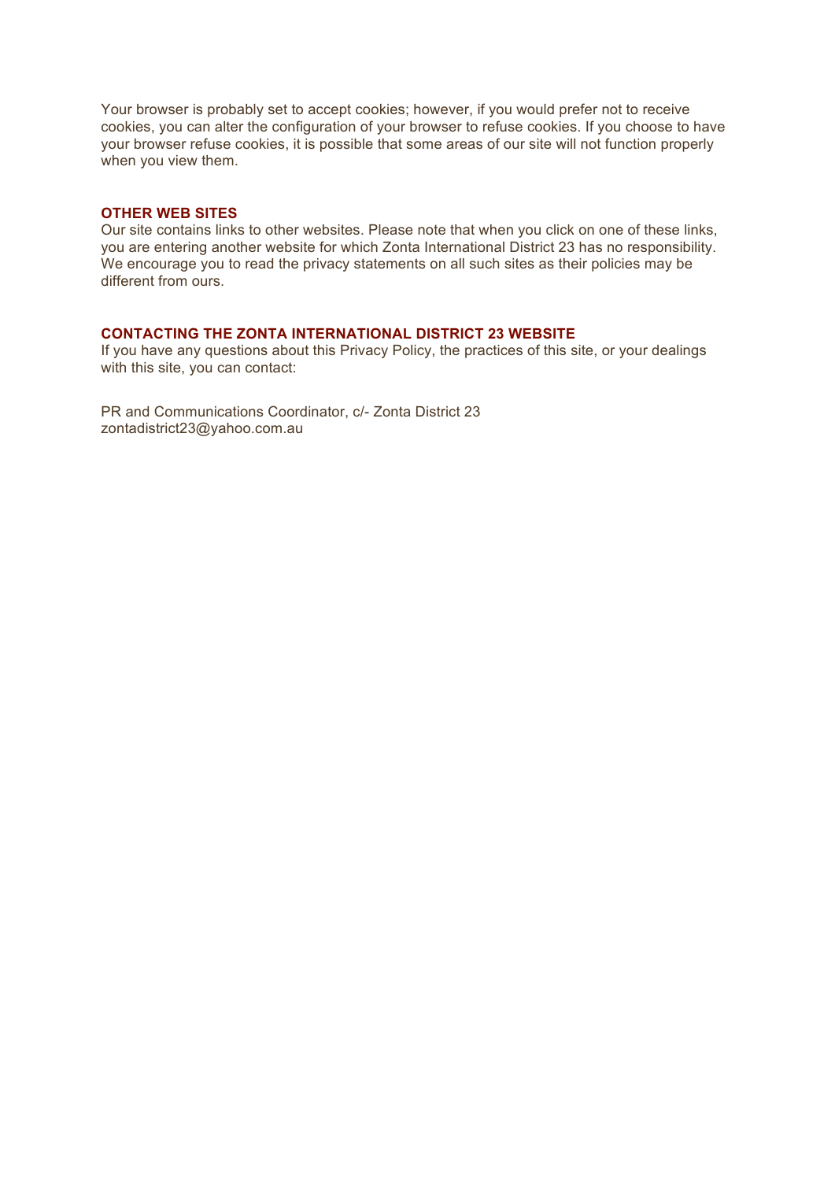Your browser is probably set to accept cookies; however, if you would prefer not to receive cookies, you can alter the configuration of your browser to refuse cookies. If you choose to have your browser refuse cookies, it is possible that some areas of our site will not function properly when you view them.

## OTHER WEB SITES

Our site contains links to other websites. Please note that when you click on one of these links, you are entering another website for which Zonta International District 23 has no responsibility. We encourage you to read the privacy statements on all such sites as their policies may be different from ours.

## CONTACTING THE ZONTA INTERNATIONAL DISTRICT 23 WEBSITE

If you have any questions about this Privacy Policy, the practices of this site, or your dealings with this site, you can contact:

PR and Communications Coordinator, c/- Zonta District 23
zontadistrict23@yahoo.com.au